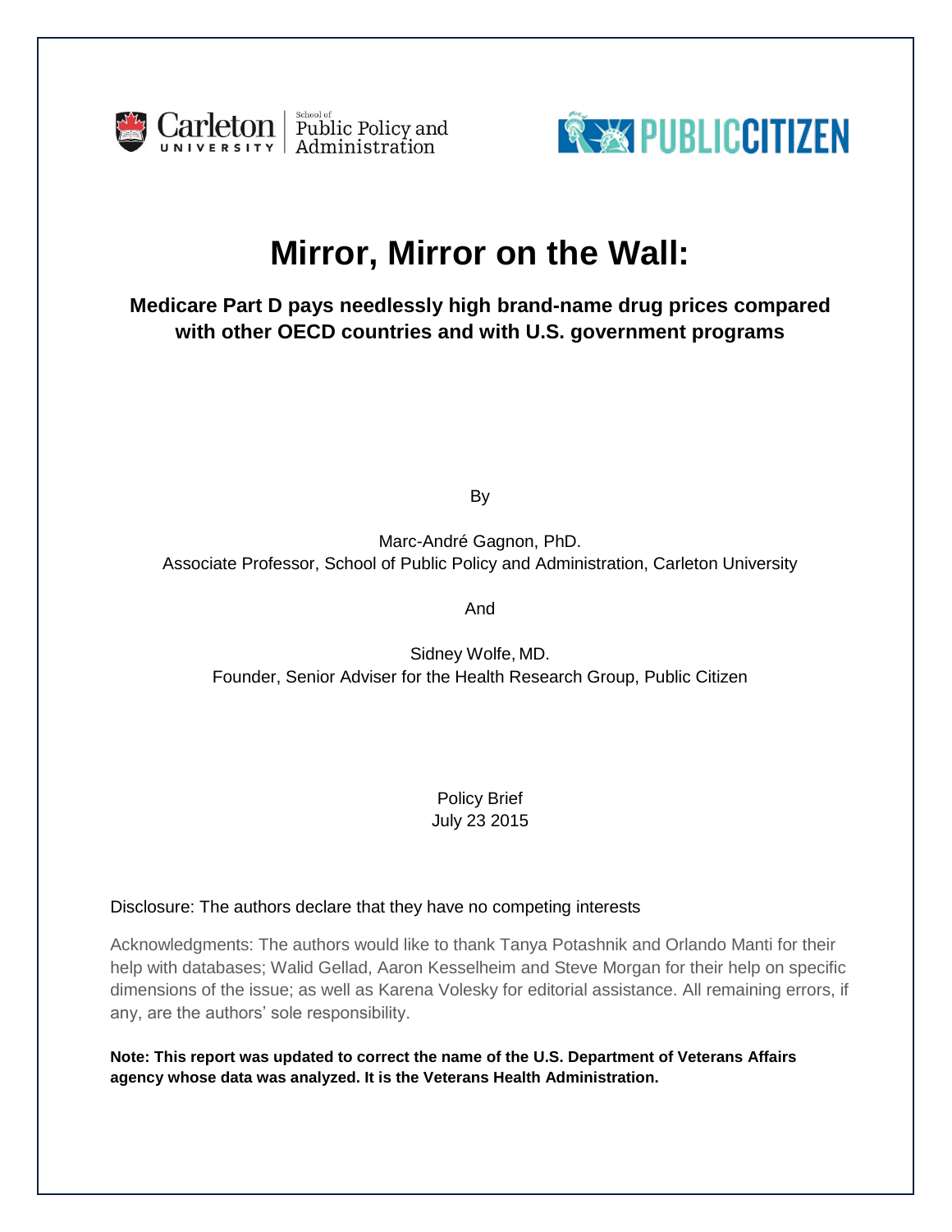Carleton University | School of Public Policy and Administration

PUBLIC CITIZEN

# Mirror, Mirror on the Wall:

**Medicare Part D pays needlessly high brand-name drug prices compared with other OECD countries and with U.S. government programs**

By

Marc-André Gagnon, PhD.
Associate Professor, School of Public Policy and Administration, Carleton University

And

Sidney Wolfe, MD.
Founder, Senior Adviser for the Health Research Group, Public Citizen

Policy Brief
July 23 2015

Disclosure: The authors declare that they have no competing interests

Acknowledgments: The authors would like to thank Tanya Potashnik and Orlando Manti for their help with databases; Walid Gellad, Aaron Kesselheim and Steve Morgan for their help on specific dimensions of the issue; as well as Karena Volesky for editorial assistance. All remaining errors, if any, are the authors' sole responsibility.

**Note: This report was updated to correct the name of the U.S. Department of Veterans Affairs agency whose data was analyzed. It is the Veterans Health Administration.**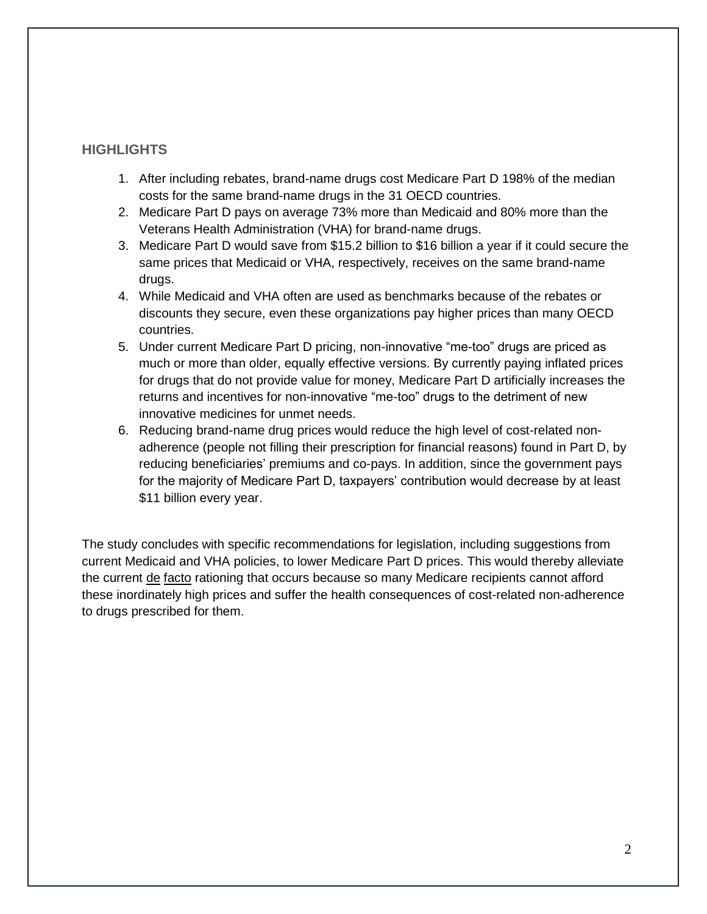## HIGHLIGHTS

1. After including rebates, brand-name drugs cost Medicare Part D 198% of the median costs for the same brand-name drugs in the 31 OECD countries.
2. Medicare Part D pays on average 73% more than Medicaid and 80% more than the Veterans Health Administration (VHA) for brand-name drugs.
3. Medicare Part D would save from $15.2 billion to $16 billion a year if it could secure the same prices that Medicaid or VHA, respectively, receives on the same brand-name drugs.
4. While Medicaid and VHA often are used as benchmarks because of the rebates or discounts they secure, even these organizations pay higher prices than many OECD countries.
5. Under current Medicare Part D pricing, non-innovative "me-too" drugs are priced as much or more than older, equally effective versions. By currently paying inflated prices for drugs that do not provide value for money, Medicare Part D artificially increases the returns and incentives for non-innovative "me-too" drugs to the detriment of new innovative medicines for unmet needs.
6. Reducing brand-name drug prices would reduce the high level of cost-related non-adherence (people not filling their prescription for financial reasons) found in Part D, by reducing beneficiaries' premiums and co-pays. In addition, since the government pays for the majority of Medicare Part D, taxpayers' contribution would decrease by at least $11 billion every year.

The study concludes with specific recommendations for legislation, including suggestions from current Medicaid and VHA policies, to lower Medicare Part D prices. This would thereby alleviate the current de facto rationing that occurs because so many Medicare recipients cannot afford these inordinately high prices and suffer the health consequences of cost-related non-adherence to drugs prescribed for them.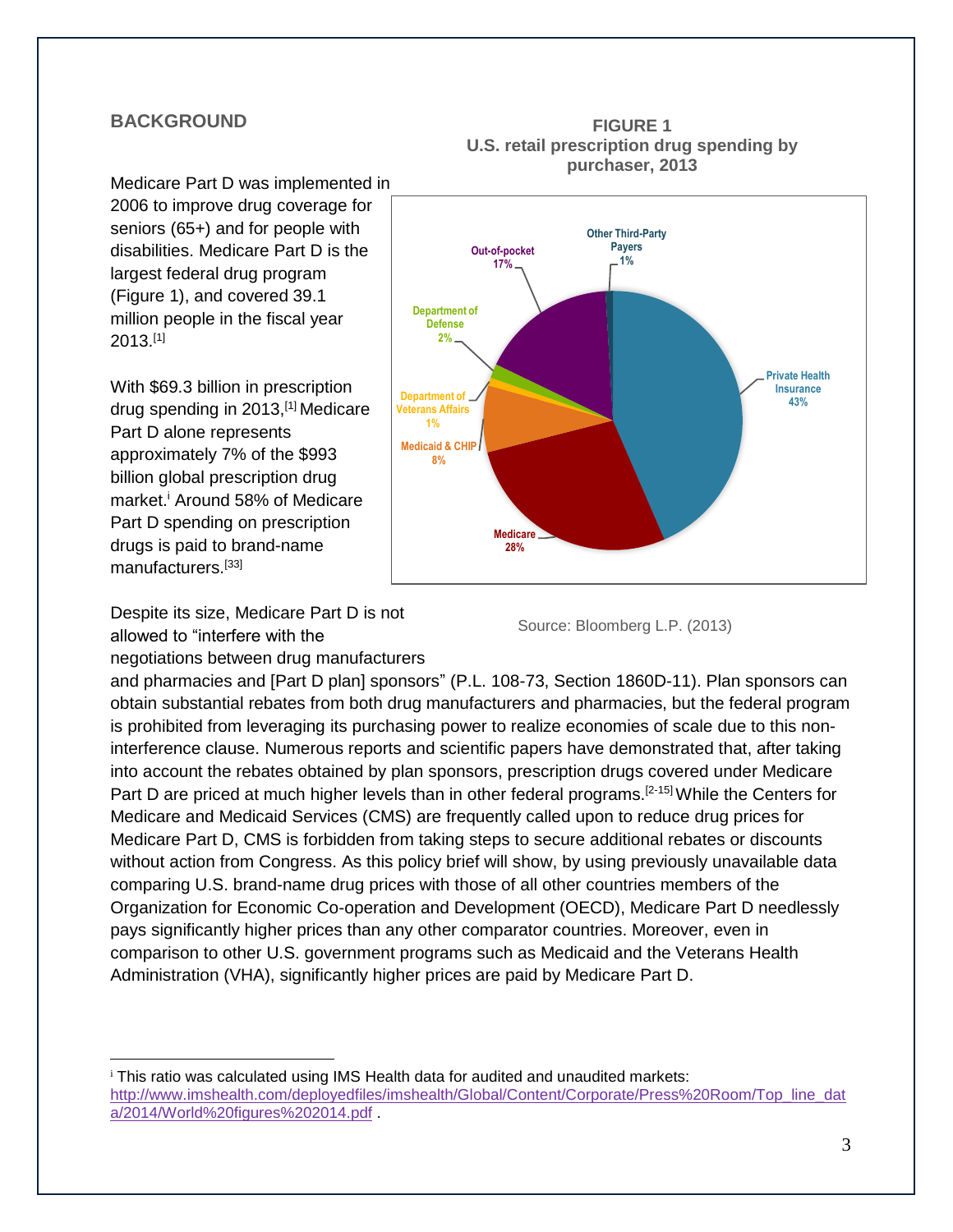## BACKGROUND

Medicare Part D was implemented in 2006 to improve drug coverage for seniors (65+) and for people with disabilities. Medicare Part D is the largest federal drug program (Figure 1), and covered 39.1 million people in the fiscal year 2013.[1]

With $69.3 billion in prescription drug spending in 2013,[1] Medicare Part D alone represents approximately 7% of the $993 billion global prescription drug market.[i] Around 58% of Medicare Part D spending on prescription drugs is paid to brand-name manufacturers.[33]

**FIGURE 1**
**U.S. retail prescription drug spending by purchaser, 2013**

| Purchaser | Share |
|---|---|
| Private Health Insurance | 43% |
| Medicare | 28% |
| Out-of-pocket | 17% |
| Medicaid & CHIP | 8% |
| Department of Defense | 2% |
| Department of Veterans Affairs | 1% |
| Other Third-Party Payers | 1% |

Source: Bloomberg L.P. (2013)

Despite its size, Medicare Part D is not allowed to "interfere with the negotiations between drug manufacturers and pharmacies and [Part D plan] sponsors" (P.L. 108-73, Section 1860D-11). Plan sponsors can obtain substantial rebates from both drug manufacturers and pharmacies, but the federal program is prohibited from leveraging its purchasing power to realize economies of scale due to this non-interference clause. Numerous reports and scientific papers have demonstrated that, after taking into account the rebates obtained by plan sponsors, prescription drugs covered under Medicare Part D are priced at much higher levels than in other federal programs.[2-15] While the Centers for Medicare and Medicaid Services (CMS) are frequently called upon to reduce drug prices for Medicare Part D, CMS is forbidden from taking steps to secure additional rebates or discounts without action from Congress. As this policy brief will show, by using previously unavailable data comparing U.S. brand-name drug prices with those of all other countries members of the Organization for Economic Co-operation and Development (OECD), Medicare Part D needlessly pays significantly higher prices than any other comparator countries. Moreover, even in comparison to other U.S. government programs such as Medicaid and the Veterans Health Administration (VHA), significantly higher prices are paid by Medicare Part D.

---

[i] This ratio was calculated using IMS Health data for audited and unaudited markets: http://www.imshealth.com/deployedfiles/imshealth/Global/Content/Corporate/Press%20Room/Top_line_data/2014/World%20figures%202014.pdf .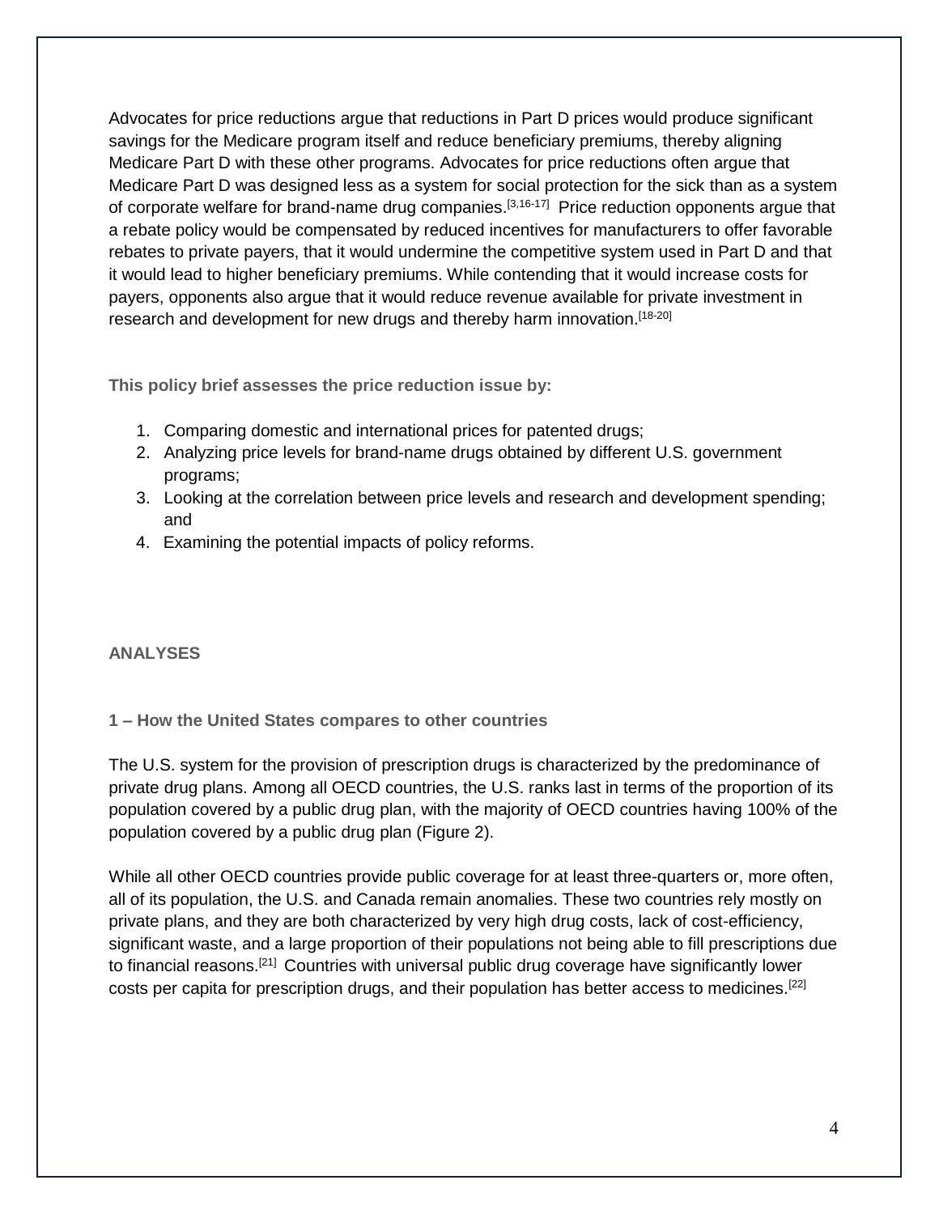Advocates for price reductions argue that reductions in Part D prices would produce significant savings for the Medicare program itself and reduce beneficiary premiums, thereby aligning Medicare Part D with these other programs. Advocates for price reductions often argue that Medicare Part D was designed less as a system for social protection for the sick than as a system of corporate welfare for brand-name drug companies.[3,16-17] Price reduction opponents argue that a rebate policy would be compensated by reduced incentives for manufacturers to offer favorable rebates to private payers, that it would undermine the competitive system used in Part D and that it would lead to higher beneficiary premiums. While contending that it would increase costs for payers, opponents also argue that it would reduce revenue available for private investment in research and development for new drugs and thereby harm innovation.[18-20]

**This policy brief assesses the price reduction issue by:**

1. Comparing domestic and international prices for patented drugs;
2. Analyzing price levels for brand-name drugs obtained by different U.S. government programs;
3. Looking at the correlation between price levels and research and development spending; and
4. Examining the potential impacts of policy reforms.

## ANALYSES

### 1 – How the United States compares to other countries

The U.S. system for the provision of prescription drugs is characterized by the predominance of private drug plans. Among all OECD countries, the U.S. ranks last in terms of the proportion of its population covered by a public drug plan, with the majority of OECD countries having 100% of the population covered by a public drug plan (Figure 2).

While all other OECD countries provide public coverage for at least three-quarters or, more often, all of its population, the U.S. and Canada remain anomalies. These two countries rely mostly on private plans, and they are both characterized by very high drug costs, lack of cost-efficiency, significant waste, and a large proportion of their populations not being able to fill prescriptions due to financial reasons.[21] Countries with universal public drug coverage have significantly lower costs per capita for prescription drugs, and their population has better access to medicines.[22]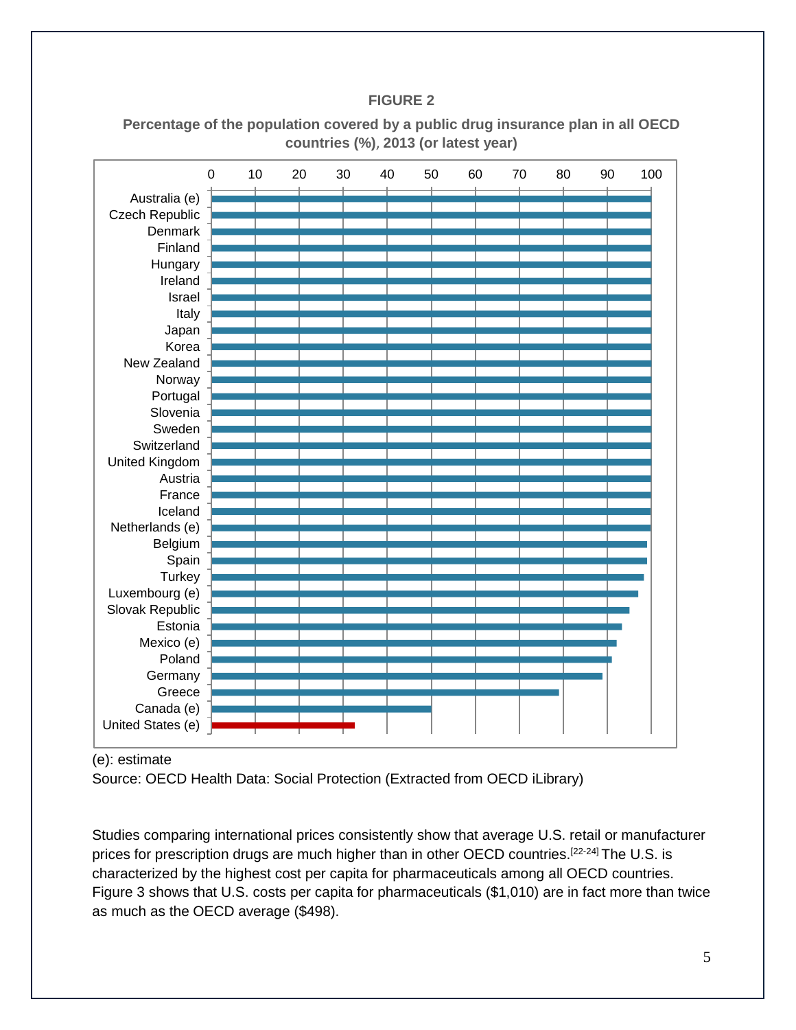**FIGURE 2**

**Percentage of the population covered by a public drug insurance plan in all OECD countries (%), 2013 (or latest year)**

(e): estimate

Source: OECD Health Data: Social Protection (Extracted from OECD iLibrary)

Studies comparing international prices consistently show that average U.S. retail or manufacturer prices for prescription drugs are much higher than in other OECD countries.[22-24] The U.S. is characterized by the highest cost per capita for pharmaceuticals among all OECD countries. Figure 3 shows that U.S. costs per capita for pharmaceuticals ($1,010) are in fact more than twice as much as the OECD average ($498).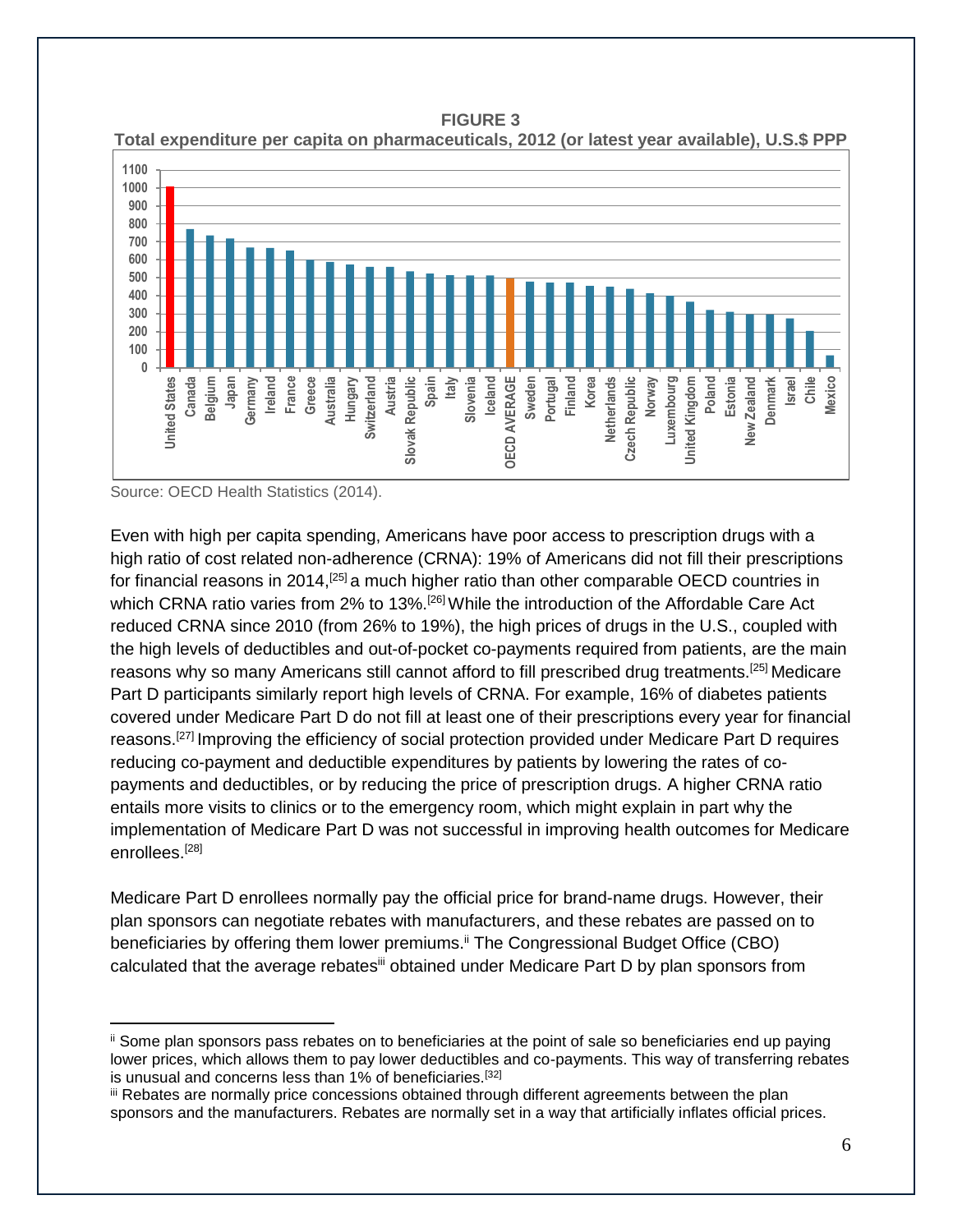**FIGURE 3**

**Total expenditure per capita on pharmaceuticals, 2012 (or latest year available), U.S.$ PPP**

Source: OECD Health Statistics (2014).

Even with high per capita spending, Americans have poor access to prescription drugs with a high ratio of cost related non-adherence (CRNA): 19% of Americans did not fill their prescriptions for financial reasons in 2014,[25] a much higher ratio than other comparable OECD countries in which CRNA ratio varies from 2% to 13%.[26] While the introduction of the Affordable Care Act reduced CRNA since 2010 (from 26% to 19%), the high prices of drugs in the U.S., coupled with the high levels of deductibles and out-of-pocket co-payments required from patients, are the main reasons why so many Americans still cannot afford to fill prescribed drug treatments.[25] Medicare Part D participants similarly report high levels of CRNA. For example, 16% of diabetes patients covered under Medicare Part D do not fill at least one of their prescriptions every year for financial reasons.[27] Improving the efficiency of social protection provided under Medicare Part D requires reducing co-payment and deductible expenditures by patients by lowering the rates of co-payments and deductibles, or by reducing the price of prescription drugs. A higher CRNA ratio entails more visits to clinics or to the emergency room, which might explain in part why the implementation of Medicare Part D was not successful in improving health outcomes for Medicare enrollees.[28]

Medicare Part D enrollees normally pay the official price for brand-name drugs. However, their plan sponsors can negotiate rebates with manufacturers, and these rebates are passed on to beneficiaries by offering them lower premiums.[ii] The Congressional Budget Office (CBO) calculated that the average rebates[iii] obtained under Medicare Part D by plan sponsors from

---

[ii] Some plan sponsors pass rebates on to beneficiaries at the point of sale so beneficiaries end up paying lower prices, which allows them to pay lower deductibles and co-payments. This way of transferring rebates is unusual and concerns less than 1% of beneficiaries.[32]

[iii] Rebates are normally price concessions obtained through different agreements between the plan sponsors and the manufacturers. Rebates are normally set in a way that artificially inflates official prices.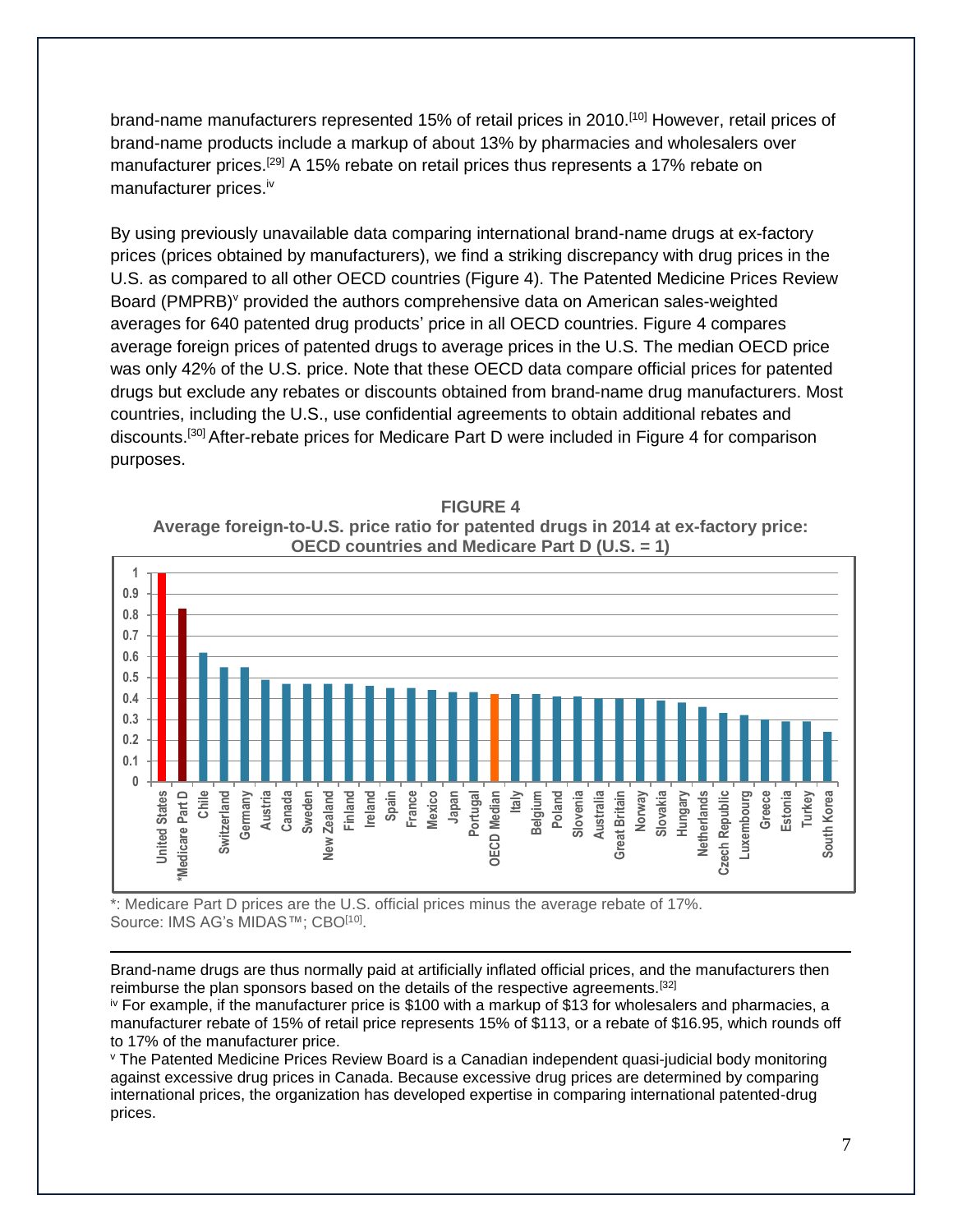brand-name manufacturers represented 15% of retail prices in 2010.[10] However, retail prices of brand-name products include a markup of about 13% by pharmacies and wholesalers over manufacturer prices.[29] A 15% rebate on retail prices thus represents a 17% rebate on manufacturer prices.[iv]

By using previously unavailable data comparing international brand-name drugs at ex-factory prices (prices obtained by manufacturers), we find a striking discrepancy with drug prices in the U.S. as compared to all other OECD countries (Figure 4). The Patented Medicine Prices Review Board (PMPRB)[v] provided the authors comprehensive data on American sales-weighted averages for 640 patented drug products' price in all OECD countries. Figure 4 compares average foreign prices of patented drugs to average prices in the U.S. The median OECD price was only 42% of the U.S. price. Note that these OECD data compare official prices for patented drugs but exclude any rebates or discounts obtained from brand-name drug manufacturers. Most countries, including the U.S., use confidential agreements to obtain additional rebates and discounts.[30] After-rebate prices for Medicare Part D were included in Figure 4 for comparison purposes.

**FIGURE 4**
**Average foreign-to-U.S. price ratio for patented drugs in 2014 at ex-factory price: OECD countries and Medicare Part D (U.S. = 1)**

| Country | Ratio |
|---|---|
| United States | 1 |
| *Medicare Part D | 0.83 |
| Chile | 0.62 |
| Switzerland | 0.55 |
| Germany | 0.55 |
| Austria | 0.49 |
| Canada | 0.47 |
| Sweden | 0.47 |
| New Zealand | 0.47 |
| Finland | 0.47 |
| Ireland | 0.46 |
| Spain | 0.45 |
| France | 0.45 |
| Mexico | 0.44 |
| Japan | 0.43 |
| Portugal | 0.43 |
| OECD Median | 0.42 |
| Italy | 0.42 |
| Belgium | 0.42 |
| Poland | 0.41 |
| Slovenia | 0.41 |
| Australia | 0.40 |
| Great Britain | 0.40 |
| Norway | 0.40 |
| Slovakia | 0.39 |
| Hungary | 0.38 |
| Netherlands | 0.36 |
| Czech Republic | 0.33 |
| Luxembourg | 0.32 |
| Greece | 0.30 |
| Estonia | 0.29 |
| Turkey | 0.29 |
| South Korea | 0.24 |

*: Medicare Part D prices are the U.S. official prices minus the average rebate of 17%.
Source: IMS AG's MIDAS™; CBO[10].

---

Brand-name drugs are thus normally paid at artificially inflated official prices, and the manufacturers then reimburse the plan sponsors based on the details of the respective agreements.[32]

[iv] For example, if the manufacturer price is $100 with a markup of $13 for wholesalers and pharmacies, a manufacturer rebate of 15% of retail price represents 15% of $113, or a rebate of $16.95, which rounds off to 17% of the manufacturer price.

[v] The Patented Medicine Prices Review Board is a Canadian independent quasi-judicial body monitoring against excessive drug prices in Canada. Because excessive drug prices are determined by comparing international prices, the organization has developed expertise in comparing international patented-drug prices.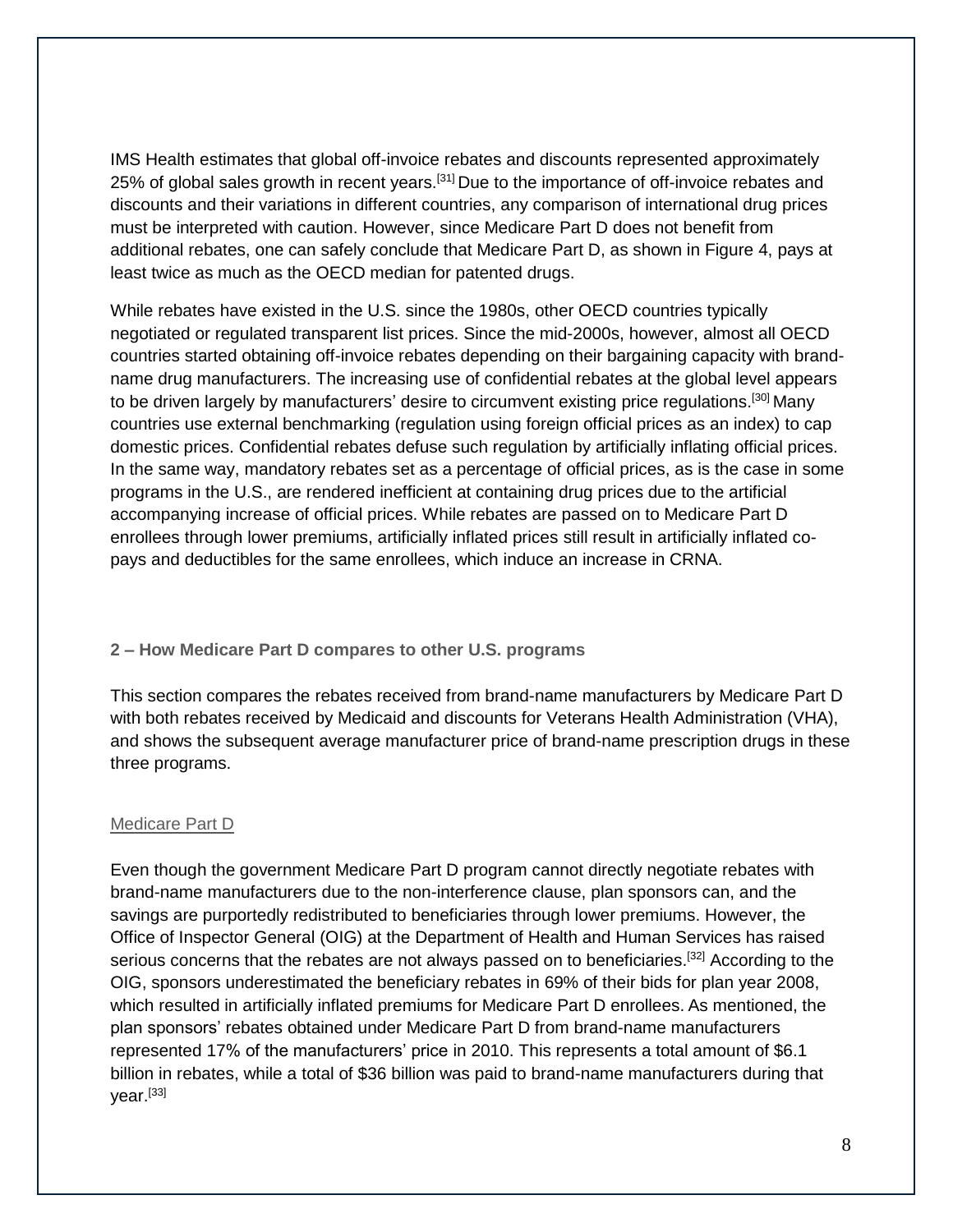IMS Health estimates that global off-invoice rebates and discounts represented approximately 25% of global sales growth in recent years.[31] Due to the importance of off-invoice rebates and discounts and their variations in different countries, any comparison of international drug prices must be interpreted with caution. However, since Medicare Part D does not benefit from additional rebates, one can safely conclude that Medicare Part D, as shown in Figure 4, pays at least twice as much as the OECD median for patented drugs.

While rebates have existed in the U.S. since the 1980s, other OECD countries typically negotiated or regulated transparent list prices. Since the mid-2000s, however, almost all OECD countries started obtaining off-invoice rebates depending on their bargaining capacity with brand-name drug manufacturers. The increasing use of confidential rebates at the global level appears to be driven largely by manufacturers' desire to circumvent existing price regulations.[30] Many countries use external benchmarking (regulation using foreign official prices as an index) to cap domestic prices. Confidential rebates defuse such regulation by artificially inflating official prices. In the same way, mandatory rebates set as a percentage of official prices, as is the case in some programs in the U.S., are rendered inefficient at containing drug prices due to the artificial accompanying increase of official prices. While rebates are passed on to Medicare Part D enrollees through lower premiums, artificially inflated prices still result in artificially inflated co-pays and deductibles for the same enrollees, which induce an increase in CRNA.

### 2 – How Medicare Part D compares to other U.S. programs

This section compares the rebates received from brand-name manufacturers by Medicare Part D with both rebates received by Medicaid and discounts for Veterans Health Administration (VHA), and shows the subsequent average manufacturer price of brand-name prescription drugs in these three programs.

#### Medicare Part D

Even though the government Medicare Part D program cannot directly negotiate rebates with brand-name manufacturers due to the non-interference clause, plan sponsors can, and the savings are purportedly redistributed to beneficiaries through lower premiums. However, the Office of Inspector General (OIG) at the Department of Health and Human Services has raised serious concerns that the rebates are not always passed on to beneficiaries.[32] According to the OIG, sponsors underestimated the beneficiary rebates in 69% of their bids for plan year 2008, which resulted in artificially inflated premiums for Medicare Part D enrollees. As mentioned, the plan sponsors' rebates obtained under Medicare Part D from brand-name manufacturers represented 17% of the manufacturers' price in 2010. This represents a total amount of $6.1 billion in rebates, while a total of $36 billion was paid to brand-name manufacturers during that year.[33]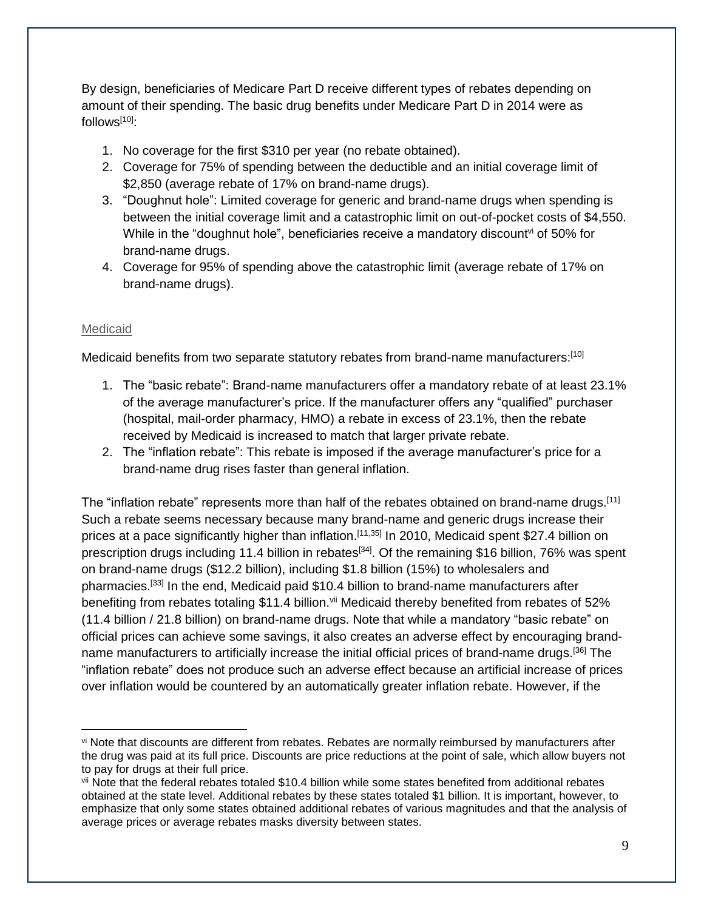By design, beneficiaries of Medicare Part D receive different types of rebates depending on amount of their spending. The basic drug benefits under Medicare Part D in 2014 were as follows[10]:

1. No coverage for the first $310 per year (no rebate obtained).
2. Coverage for 75% of spending between the deductible and an initial coverage limit of $2,850 (average rebate of 17% on brand-name drugs).
3. "Doughnut hole": Limited coverage for generic and brand-name drugs when spending is between the initial coverage limit and a catastrophic limit on out-of-pocket costs of $4,550. While in the "doughnut hole", beneficiaries receive a mandatory discount[vi] of 50% for brand-name drugs.
4. Coverage for 95% of spending above the catastrophic limit (average rebate of 17% on brand-name drugs).

### Medicaid

Medicaid benefits from two separate statutory rebates from brand-name manufacturers:[10]

1. The "basic rebate": Brand-name manufacturers offer a mandatory rebate of at least 23.1% of the average manufacturer's price. If the manufacturer offers any "qualified" purchaser (hospital, mail-order pharmacy, HMO) a rebate in excess of 23.1%, then the rebate received by Medicaid is increased to match that larger private rebate.
2. The "inflation rebate": This rebate is imposed if the average manufacturer's price for a brand-name drug rises faster than general inflation.

The "inflation rebate" represents more than half of the rebates obtained on brand-name drugs.[11] Such a rebate seems necessary because many brand-name and generic drugs increase their prices at a pace significantly higher than inflation.[11,35] In 2010, Medicaid spent $27.4 billion on prescription drugs including 11.4 billion in rebates[34]. Of the remaining $16 billion, 76% was spent on brand-name drugs ($12.2 billion), including $1.8 billion (15%) to wholesalers and pharmacies.[33] In the end, Medicaid paid $10.4 billion to brand-name manufacturers after benefiting from rebates totaling $11.4 billion.[vii] Medicaid thereby benefited from rebates of 52% (11.4 billion / 21.8 billion) on brand-name drugs. Note that while a mandatory "basic rebate" on official prices can achieve some savings, it also creates an adverse effect by encouraging brand-name manufacturers to artificially increase the initial official prices of brand-name drugs.[36] The "inflation rebate" does not produce such an adverse effect because an artificial increase of prices over inflation would be countered by an automatically greater inflation rebate. However, if the

---

[vi] Note that discounts are different from rebates. Rebates are normally reimbursed by manufacturers after the drug was paid at its full price. Discounts are price reductions at the point of sale, which allow buyers not to pay for drugs at their full price.

[vii] Note that the federal rebates totaled $10.4 billion while some states benefited from additional rebates obtained at the state level. Additional rebates by these states totaled $1 billion. It is important, however, to emphasize that only some states obtained additional rebates of various magnitudes and that the analysis of average prices or average rebates masks diversity between states.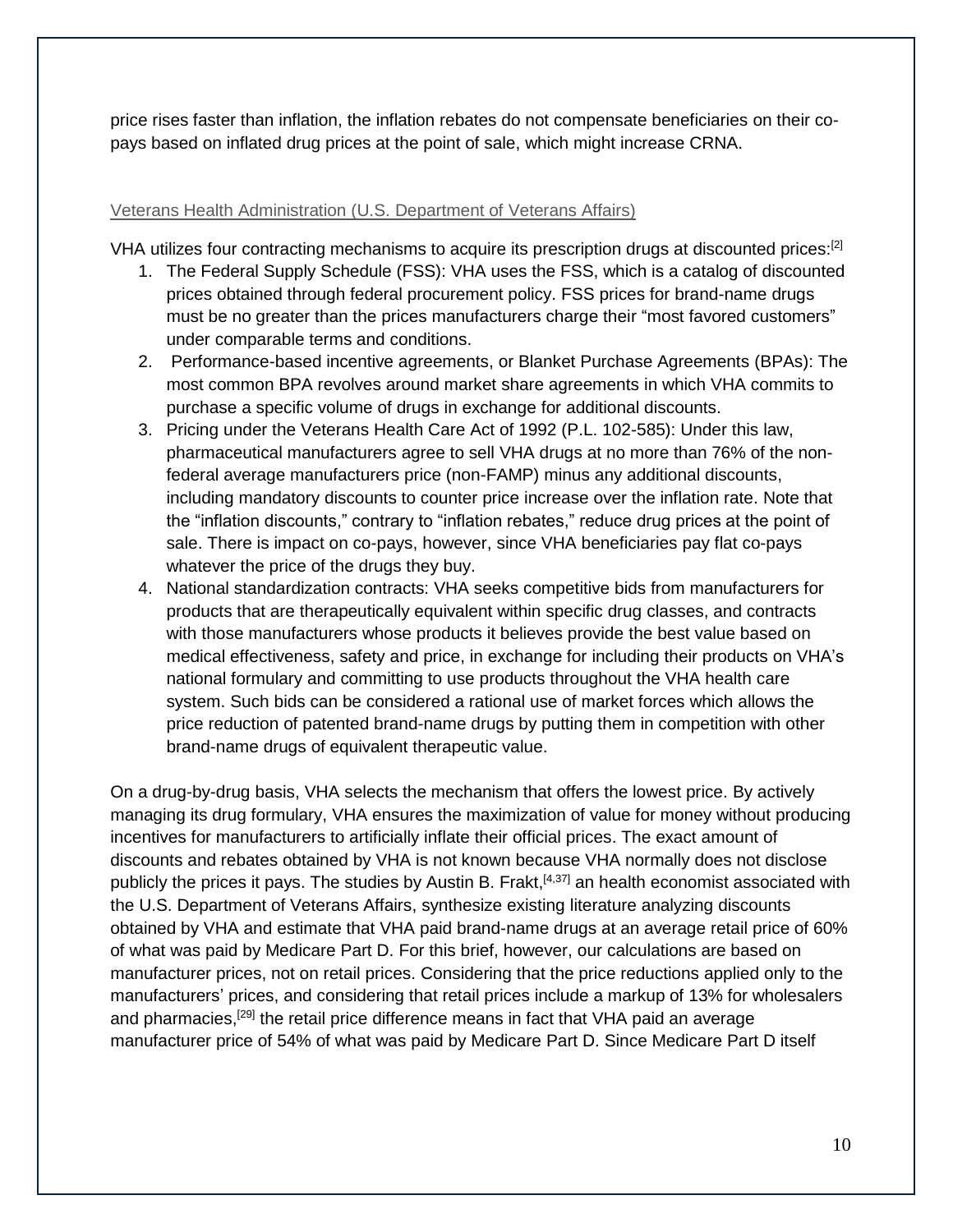price rises faster than inflation, the inflation rebates do not compensate beneficiaries on their co-pays based on inflated drug prices at the point of sale, which might increase CRNA.

### Veterans Health Administration (U.S. Department of Veterans Affairs)

VHA utilizes four contracting mechanisms to acquire its prescription drugs at discounted prices:[2]

1. The Federal Supply Schedule (FSS): VHA uses the FSS, which is a catalog of discounted prices obtained through federal procurement policy. FSS prices for brand-name drugs must be no greater than the prices manufacturers charge their "most favored customers" under comparable terms and conditions.
2. Performance-based incentive agreements, or Blanket Purchase Agreements (BPAs): The most common BPA revolves around market share agreements in which VHA commits to purchase a specific volume of drugs in exchange for additional discounts.
3. Pricing under the Veterans Health Care Act of 1992 (P.L. 102-585): Under this law, pharmaceutical manufacturers agree to sell VHA drugs at no more than 76% of the non-federal average manufacturers price (non-FAMP) minus any additional discounts, including mandatory discounts to counter price increase over the inflation rate. Note that the "inflation discounts," contrary to "inflation rebates," reduce drug prices at the point of sale. There is impact on co-pays, however, since VHA beneficiaries pay flat co-pays whatever the price of the drugs they buy.
4. National standardization contracts: VHA seeks competitive bids from manufacturers for products that are therapeutically equivalent within specific drug classes, and contracts with those manufacturers whose products it believes provide the best value based on medical effectiveness, safety and price, in exchange for including their products on VHA's national formulary and committing to use products throughout the VHA health care system. Such bids can be considered a rational use of market forces which allows the price reduction of patented brand-name drugs by putting them in competition with other brand-name drugs of equivalent therapeutic value.

On a drug-by-drug basis, VHA selects the mechanism that offers the lowest price. By actively managing its drug formulary, VHA ensures the maximization of value for money without producing incentives for manufacturers to artificially inflate their official prices. The exact amount of discounts and rebates obtained by VHA is not known because VHA normally does not disclose publicly the prices it pays. The studies by Austin B. Frakt,[4,37] an health economist associated with the U.S. Department of Veterans Affairs, synthesize existing literature analyzing discounts obtained by VHA and estimate that VHA paid brand-name drugs at an average retail price of 60% of what was paid by Medicare Part D. For this brief, however, our calculations are based on manufacturer prices, not on retail prices. Considering that the price reductions applied only to the manufacturers' prices, and considering that retail prices include a markup of 13% for wholesalers and pharmacies,[29] the retail price difference means in fact that VHA paid an average manufacturer price of 54% of what was paid by Medicare Part D. Since Medicare Part D itself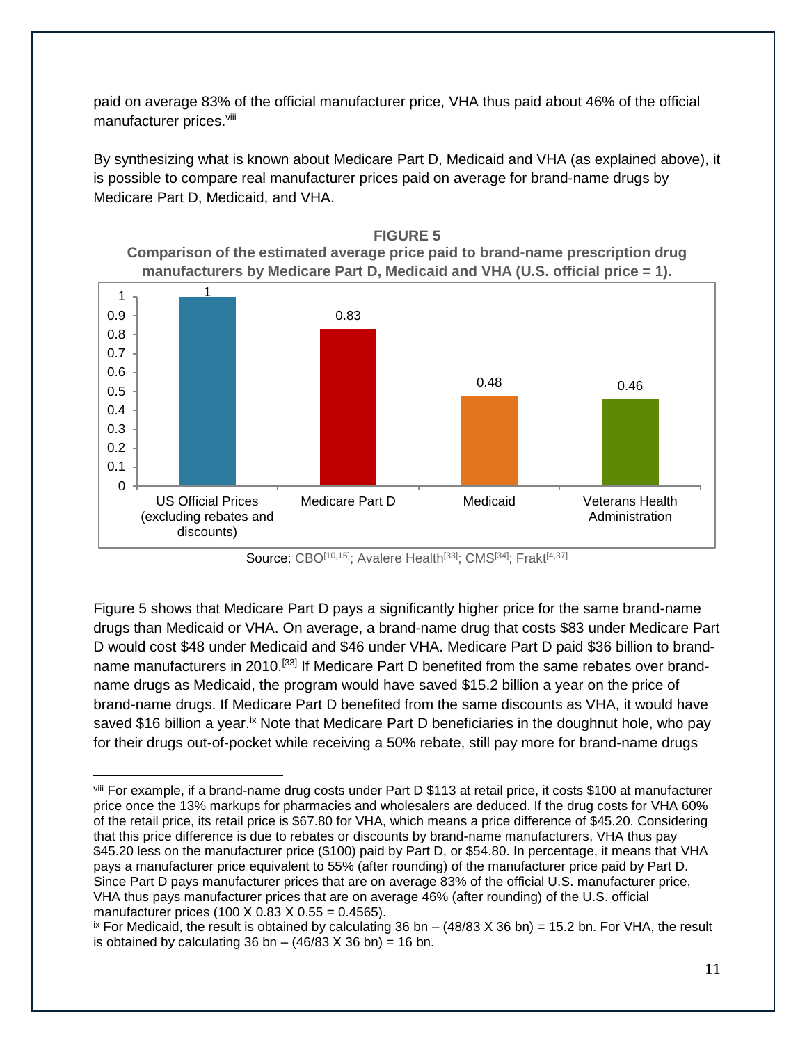paid on average 83% of the official manufacturer price, VHA thus paid about 46% of the official manufacturer prices.[viii]

By synthesizing what is known about Medicare Part D, Medicaid and VHA (as explained above), it is possible to compare real manufacturer prices paid on average for brand-name drugs by Medicare Part D, Medicaid, and VHA.

**FIGURE 5**

**Comparison of the estimated average price paid to brand-name prescription drug manufacturers by Medicare Part D, Medicaid and VHA (U.S. official price = 1).**

| | Price relative to U.S. official price |
|---|---|
| US Official Prices (excluding rebates and discounts) | 1 |
| Medicare Part D | 0.83 |
| Medicaid | 0.48 |
| Veterans Health Administration | 0.46 |

Source: CBO[10,15]; Avalere Health[33]; CMS[34]; Frakt[4,37]

Figure 5 shows that Medicare Part D pays a significantly higher price for the same brand-name drugs than Medicaid or VHA. On average, a brand-name drug that costs $83 under Medicare Part D would cost $48 under Medicaid and $46 under VHA. Medicare Part D paid $36 billion to brand-name manufacturers in 2010.[33] If Medicare Part D benefited from the same rebates over brand-name drugs as Medicaid, the program would have saved $15.2 billion a year on the price of brand-name drugs. If Medicare Part D benefited from the same discounts as VHA, it would have saved $16 billion a year.[ix] Note that Medicare Part D beneficiaries in the doughnut hole, who pay for their drugs out-of-pocket while receiving a 50% rebate, still pay more for brand-name drugs

---

[viii] For example, if a brand-name drug costs under Part D $113 at retail price, it costs $100 at manufacturer price once the 13% markups for pharmacies and wholesalers are deduced. If the drug costs for VHA 60% of the retail price, its retail price is $67.80 for VHA, which means a price difference of $45.20. Considering that this price difference is due to rebates or discounts by brand-name manufacturers, VHA thus pay $45.20 less on the manufacturer price ($100) paid by Part D, or $54.80. In percentage, it means that VHA pays a manufacturer price equivalent to 55% (after rounding) of the manufacturer price paid by Part D. Since Part D pays manufacturer prices that are on average 83% of the official U.S. manufacturer price, VHA thus pays manufacturer prices that are on average 46% (after rounding) of the U.S. official manufacturer prices (100 X 0.83 X 0.55 = 0.4565).

[ix] For Medicaid, the result is obtained by calculating 36 bn – (48/83 X 36 bn) = 15.2 bn. For VHA, the result is obtained by calculating 36 bn – (46/83 X 36 bn) = 16 bn.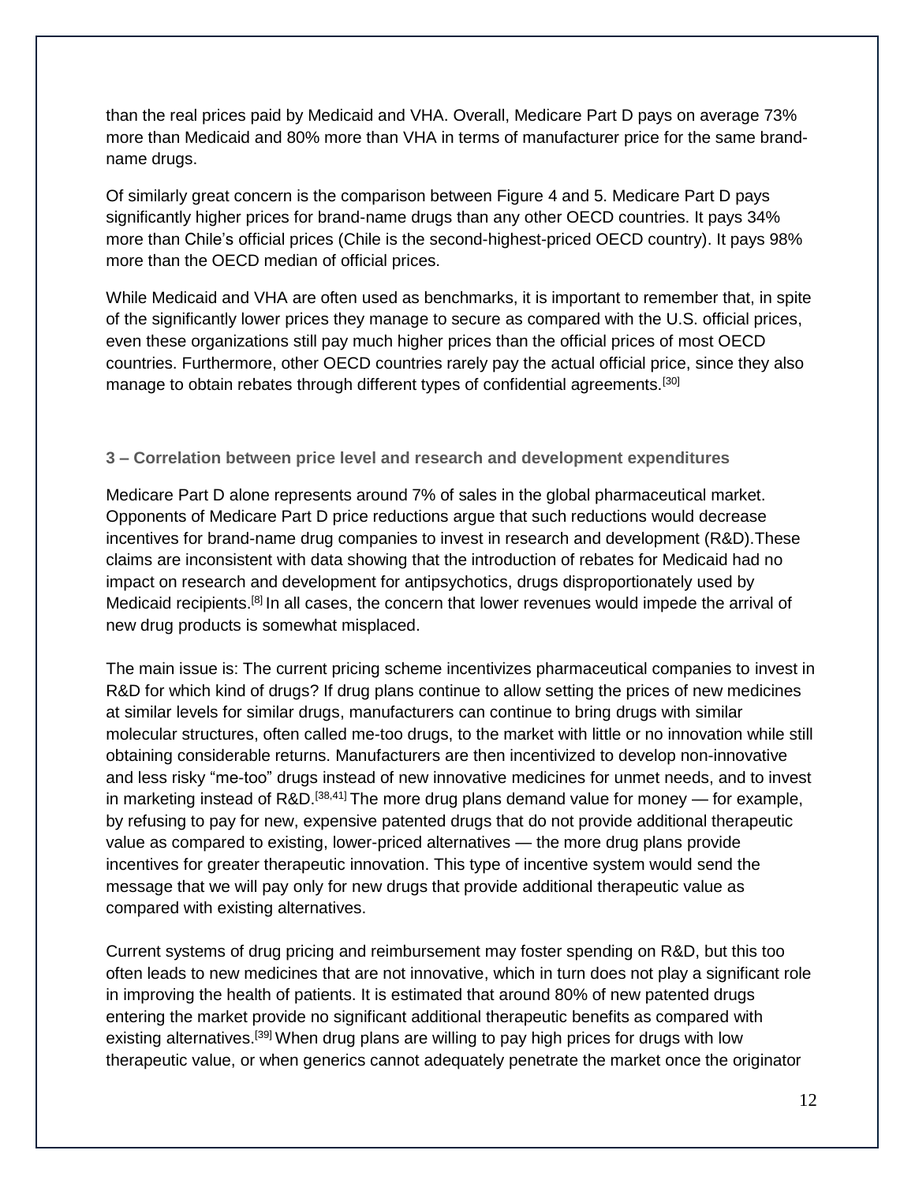than the real prices paid by Medicaid and VHA. Overall, Medicare Part D pays on average 73% more than Medicaid and 80% more than VHA in terms of manufacturer price for the same brand-name drugs.

Of similarly great concern is the comparison between Figure 4 and 5. Medicare Part D pays significantly higher prices for brand-name drugs than any other OECD countries. It pays 34% more than Chile's official prices (Chile is the second-highest-priced OECD country). It pays 98% more than the OECD median of official prices.

While Medicaid and VHA are often used as benchmarks, it is important to remember that, in spite of the significantly lower prices they manage to secure as compared with the U.S. official prices, even these organizations still pay much higher prices than the official prices of most OECD countries. Furthermore, other OECD countries rarely pay the actual official price, since they also manage to obtain rebates through different types of confidential agreements.[30]

### 3 – Correlation between price level and research and development expenditures

Medicare Part D alone represents around 7% of sales in the global pharmaceutical market. Opponents of Medicare Part D price reductions argue that such reductions would decrease incentives for brand-name drug companies to invest in research and development (R&D).These claims are inconsistent with data showing that the introduction of rebates for Medicaid had no impact on research and development for antipsychotics, drugs disproportionately used by Medicaid recipients.[8] In all cases, the concern that lower revenues would impede the arrival of new drug products is somewhat misplaced.

The main issue is: The current pricing scheme incentivizes pharmaceutical companies to invest in R&D for which kind of drugs? If drug plans continue to allow setting the prices of new medicines at similar levels for similar drugs, manufacturers can continue to bring drugs with similar molecular structures, often called me-too drugs, to the market with little or no innovation while still obtaining considerable returns. Manufacturers are then incentivized to develop non-innovative and less risky "me-too" drugs instead of new innovative medicines for unmet needs, and to invest in marketing instead of R&D.[38,41] The more drug plans demand value for money — for example, by refusing to pay for new, expensive patented drugs that do not provide additional therapeutic value as compared to existing, lower-priced alternatives — the more drug plans provide incentives for greater therapeutic innovation. This type of incentive system would send the message that we will pay only for new drugs that provide additional therapeutic value as compared with existing alternatives.

Current systems of drug pricing and reimbursement may foster spending on R&D, but this too often leads to new medicines that are not innovative, which in turn does not play a significant role in improving the health of patients. It is estimated that around 80% of new patented drugs entering the market provide no significant additional therapeutic benefits as compared with existing alternatives.[39] When drug plans are willing to pay high prices for drugs with low therapeutic value, or when generics cannot adequately penetrate the market once the originator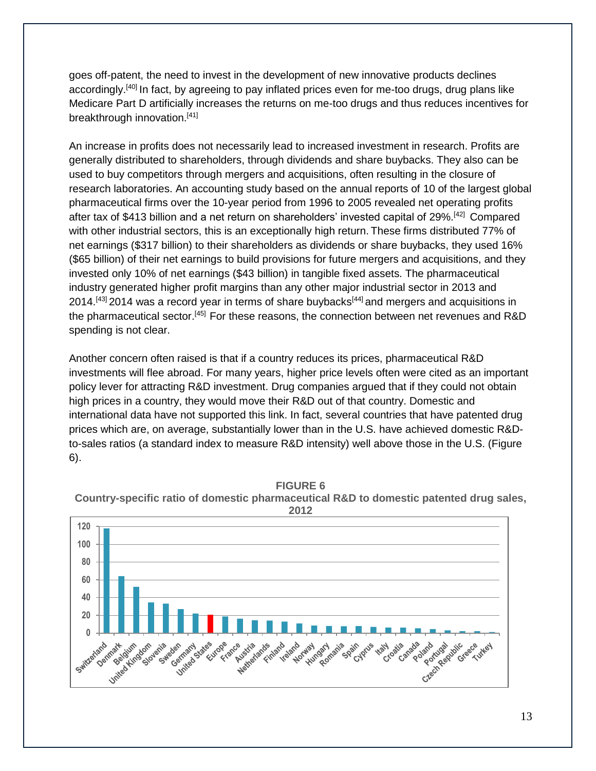goes off-patent, the need to invest in the development of new innovative products declines accordingly.[40] In fact, by agreeing to pay inflated prices even for me-too drugs, drug plans like Medicare Part D artificially increases the returns on me-too drugs and thus reduces incentives for breakthrough innovation.[41]

An increase in profits does not necessarily lead to increased investment in research. Profits are generally distributed to shareholders, through dividends and share buybacks. They also can be used to buy competitors through mergers and acquisitions, often resulting in the closure of research laboratories. An accounting study based on the annual reports of 10 of the largest global pharmaceutical firms over the 10-year period from 1996 to 2005 revealed net operating profits after tax of $413 billion and a net return on shareholders' invested capital of 29%.[42] Compared with other industrial sectors, this is an exceptionally high return. These firms distributed 77% of net earnings ($317 billion) to their shareholders as dividends or share buybacks, they used 16% ($65 billion) of their net earnings to build provisions for future mergers and acquisitions, and they invested only 10% of net earnings ($43 billion) in tangible fixed assets. The pharmaceutical industry generated higher profit margins than any other major industrial sector in 2013 and 2014.[43] 2014 was a record year in terms of share buybacks[44] and mergers and acquisitions in the pharmaceutical sector.[45] For these reasons, the connection between net revenues and R&D spending is not clear.

Another concern often raised is that if a country reduces its prices, pharmaceutical R&D investments will flee abroad. For many years, higher price levels often were cited as an important policy lever for attracting R&D investment. Drug companies argued that if they could not obtain high prices in a country, they would move their R&D out of that country. Domestic and international data have not supported this link. In fact, several countries that have patented drug prices which are, on average, substantially lower than in the U.S. have achieved domestic R&D-to-sales ratios (a standard index to measure R&D intensity) well above those in the U.S. (Figure 6).

**FIGURE 6**
**Country-specific ratio of domestic pharmaceutical R&D to domestic patented drug sales, 2012**

Y-axis: 0, 20, 40, 60, 80, 100, 120

Countries (in order): Switzerland, Denmark, Belgium, United Kingdom, Slovenia, Sweden, Germany, United States, Europe, France, Austria, Netherlands, Finland, Ireland, Norway, Hungary, Romania, Spain, Cyprus, Italy, Croatia, Canada, Poland, Portugal, Czech Republic, Greece, Turkey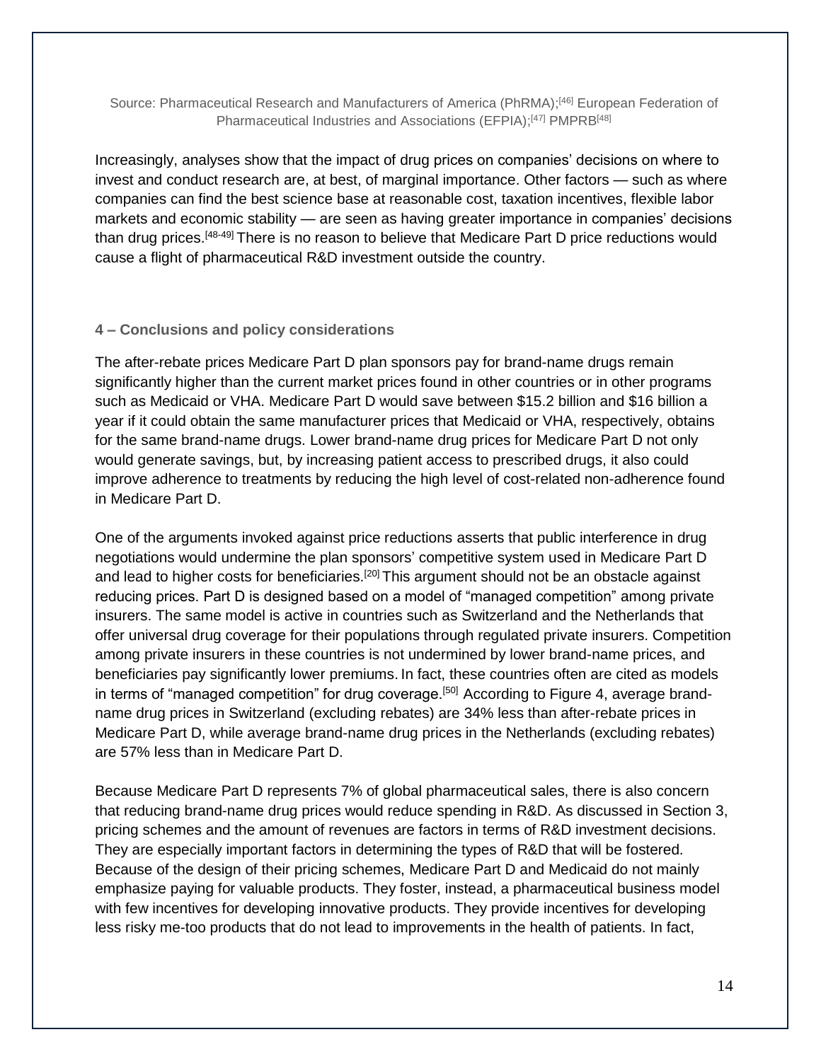Source: Pharmaceutical Research and Manufacturers of America (PhRMA);[46] European Federation of Pharmaceutical Industries and Associations (EFPIA);[47] PMPRB[48]

Increasingly, analyses show that the impact of drug prices on companies' decisions on where to invest and conduct research are, at best, of marginal importance. Other factors — such as where companies can find the best science base at reasonable cost, taxation incentives, flexible labor markets and economic stability — are seen as having greater importance in companies' decisions than drug prices.[48-49] There is no reason to believe that Medicare Part D price reductions would cause a flight of pharmaceutical R&D investment outside the country.

## 4 – Conclusions and policy considerations

The after-rebate prices Medicare Part D plan sponsors pay for brand-name drugs remain significantly higher than the current market prices found in other countries or in other programs such as Medicaid or VHA. Medicare Part D would save between $15.2 billion and $16 billion a year if it could obtain the same manufacturer prices that Medicaid or VHA, respectively, obtains for the same brand-name drugs. Lower brand-name drug prices for Medicare Part D not only would generate savings, but, by increasing patient access to prescribed drugs, it also could improve adherence to treatments by reducing the high level of cost-related non-adherence found in Medicare Part D.

One of the arguments invoked against price reductions asserts that public interference in drug negotiations would undermine the plan sponsors' competitive system used in Medicare Part D and lead to higher costs for beneficiaries.[20] This argument should not be an obstacle against reducing prices. Part D is designed based on a model of "managed competition" among private insurers. The same model is active in countries such as Switzerland and the Netherlands that offer universal drug coverage for their populations through regulated private insurers. Competition among private insurers in these countries is not undermined by lower brand-name prices, and beneficiaries pay significantly lower premiums. In fact, these countries often are cited as models in terms of "managed competition" for drug coverage.[50] According to Figure 4, average brand-name drug prices in Switzerland (excluding rebates) are 34% less than after-rebate prices in Medicare Part D, while average brand-name drug prices in the Netherlands (excluding rebates) are 57% less than in Medicare Part D.

Because Medicare Part D represents 7% of global pharmaceutical sales, there is also concern that reducing brand-name drug prices would reduce spending in R&D. As discussed in Section 3, pricing schemes and the amount of revenues are factors in terms of R&D investment decisions. They are especially important factors in determining the types of R&D that will be fostered. Because of the design of their pricing schemes, Medicare Part D and Medicaid do not mainly emphasize paying for valuable products. They foster, instead, a pharmaceutical business model with few incentives for developing innovative products. They provide incentives for developing less risky me-too products that do not lead to improvements in the health of patients. In fact,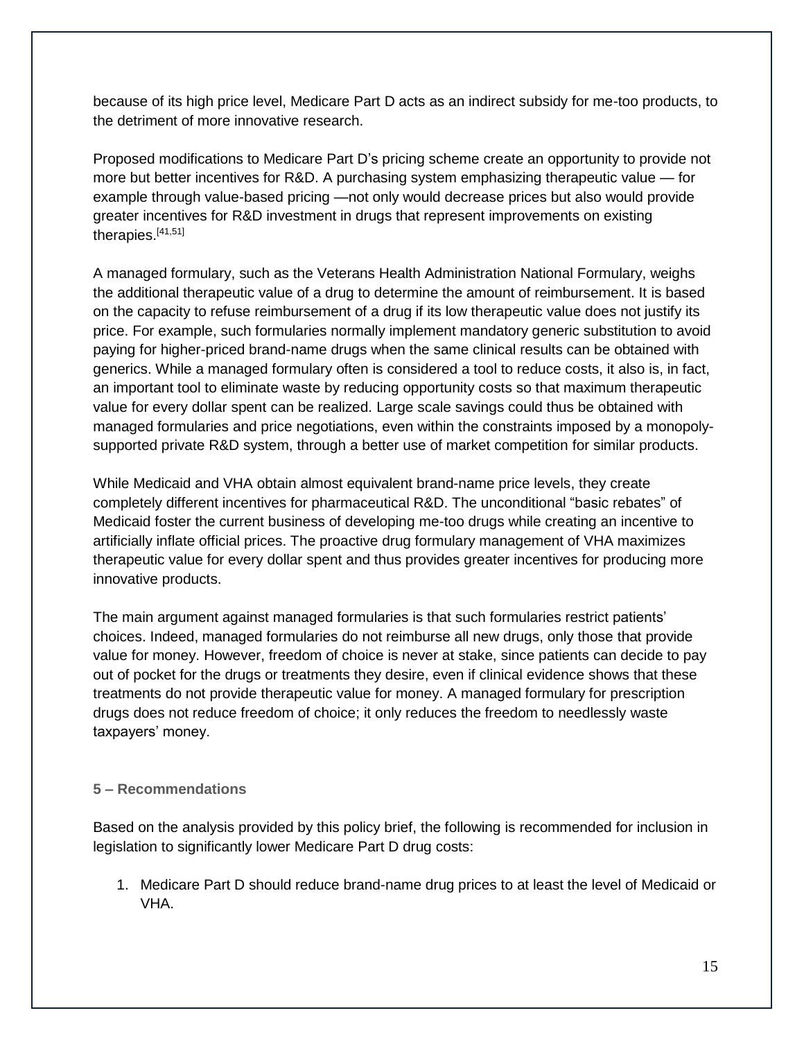because of its high price level, Medicare Part D acts as an indirect subsidy for me-too products, to the detriment of more innovative research.

Proposed modifications to Medicare Part D's pricing scheme create an opportunity to provide not more but better incentives for R&D. A purchasing system emphasizing therapeutic value — for example through value-based pricing —not only would decrease prices but also would provide greater incentives for R&D investment in drugs that represent improvements on existing therapies.[41,51]

A managed formulary, such as the Veterans Health Administration National Formulary, weighs the additional therapeutic value of a drug to determine the amount of reimbursement. It is based on the capacity to refuse reimbursement of a drug if its low therapeutic value does not justify its price. For example, such formularies normally implement mandatory generic substitution to avoid paying for higher-priced brand-name drugs when the same clinical results can be obtained with generics. While a managed formulary often is considered a tool to reduce costs, it also is, in fact, an important tool to eliminate waste by reducing opportunity costs so that maximum therapeutic value for every dollar spent can be realized. Large scale savings could thus be obtained with managed formularies and price negotiations, even within the constraints imposed by a monopoly-supported private R&D system, through a better use of market competition for similar products.

While Medicaid and VHA obtain almost equivalent brand-name price levels, they create completely different incentives for pharmaceutical R&D. The unconditional "basic rebates" of Medicaid foster the current business of developing me-too drugs while creating an incentive to artificially inflate official prices. The proactive drug formulary management of VHA maximizes therapeutic value for every dollar spent and thus provides greater incentives for producing more innovative products.

The main argument against managed formularies is that such formularies restrict patients' choices. Indeed, managed formularies do not reimburse all new drugs, only those that provide value for money. However, freedom of choice is never at stake, since patients can decide to pay out of pocket for the drugs or treatments they desire, even if clinical evidence shows that these treatments do not provide therapeutic value for money. A managed formulary for prescription drugs does not reduce freedom of choice; it only reduces the freedom to needlessly waste taxpayers' money.

## 5 – Recommendations

Based on the analysis provided by this policy brief, the following is recommended for inclusion in legislation to significantly lower Medicare Part D drug costs:

1. Medicare Part D should reduce brand-name drug prices to at least the level of Medicaid or VHA.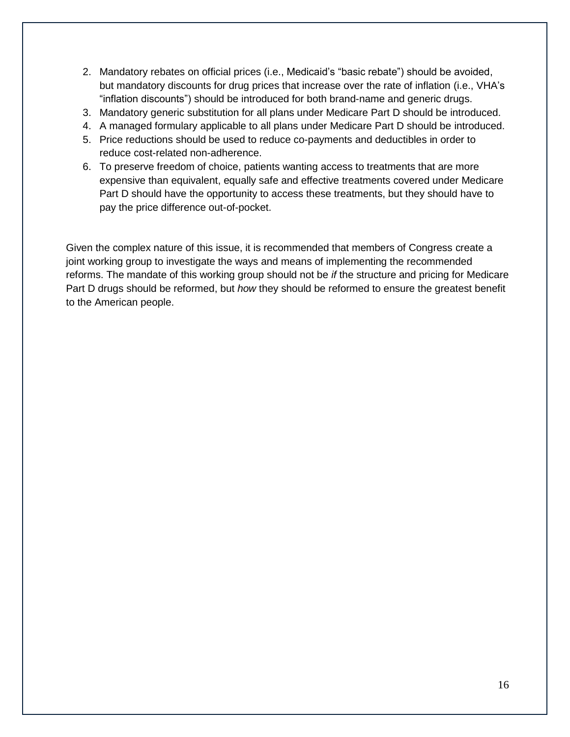2. Mandatory rebates on official prices (i.e., Medicaid's "basic rebate") should be avoided, but mandatory discounts for drug prices that increase over the rate of inflation (i.e., VHA's "inflation discounts") should be introduced for both brand-name and generic drugs.
3. Mandatory generic substitution for all plans under Medicare Part D should be introduced.
4. A managed formulary applicable to all plans under Medicare Part D should be introduced.
5. Price reductions should be used to reduce co-payments and deductibles in order to reduce cost-related non-adherence.
6. To preserve freedom of choice, patients wanting access to treatments that are more expensive than equivalent, equally safe and effective treatments covered under Medicare Part D should have the opportunity to access these treatments, but they should have to pay the price difference out-of-pocket.

Given the complex nature of this issue, it is recommended that members of Congress create a joint working group to investigate the ways and means of implementing the recommended reforms. The mandate of this working group should not be *if* the structure and pricing for Medicare Part D drugs should be reformed, but *how* they should be reformed to ensure the greatest benefit to the American people.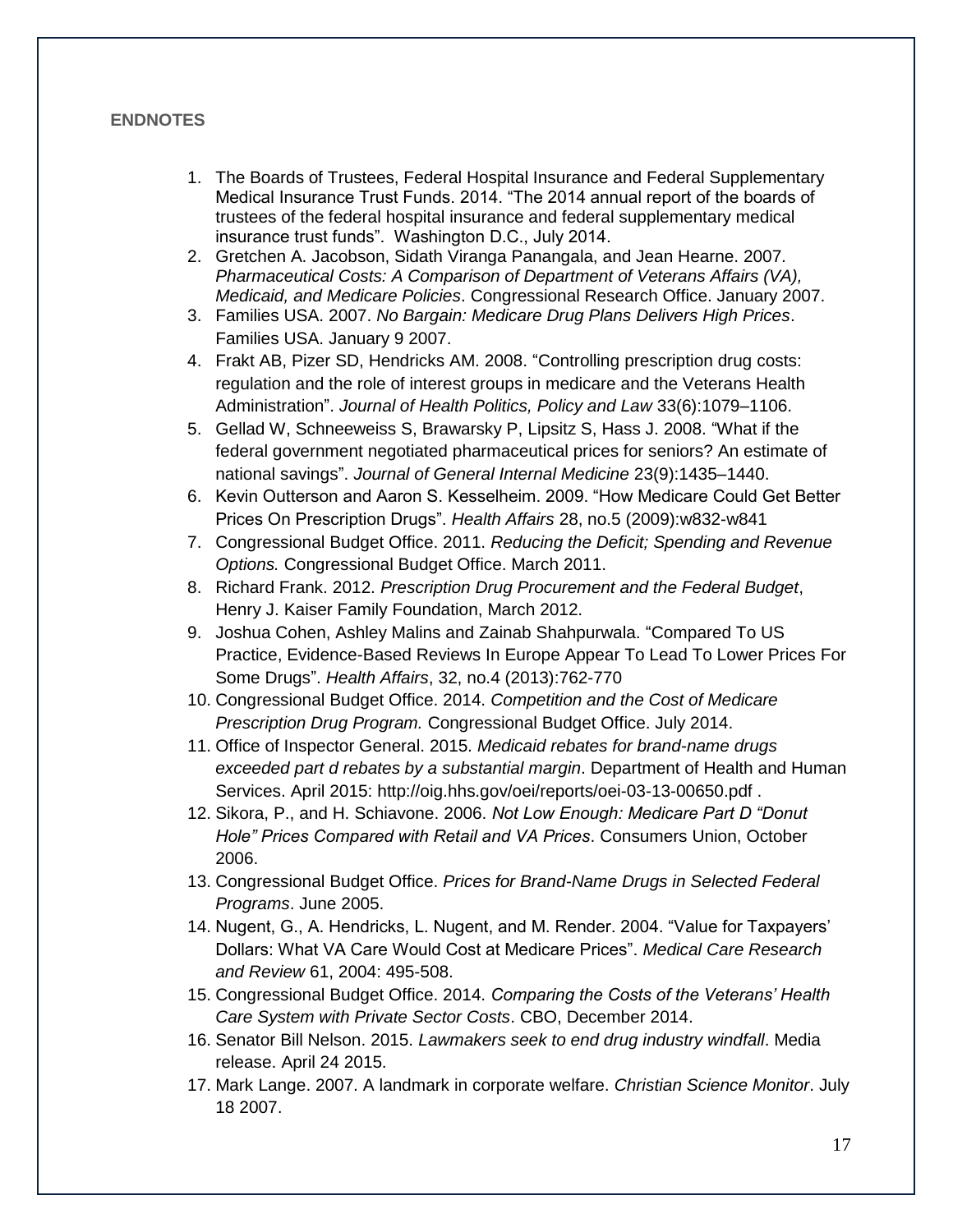## ENDNOTES

1. The Boards of Trustees, Federal Hospital Insurance and Federal Supplementary Medical Insurance Trust Funds. 2014. “The 2014 annual report of the boards of trustees of the federal hospital insurance and federal supplementary medical insurance trust funds”. Washington D.C., July 2014.
2. Gretchen A. Jacobson, Sidath Viranga Panangala, and Jean Hearne. 2007. *Pharmaceutical Costs: A Comparison of Department of Veterans Affairs (VA), Medicaid, and Medicare Policies*. Congressional Research Office. January 2007.
3. Families USA. 2007. *No Bargain: Medicare Drug Plans Delivers High Prices*. Families USA. January 9 2007.
4. Frakt AB, Pizer SD, Hendricks AM. 2008. “Controlling prescription drug costs: regulation and the role of interest groups in medicare and the Veterans Health Administration”. *Journal of Health Politics, Policy and Law* 33(6):1079–1106.
5. Gellad W, Schneeweiss S, Brawarsky P, Lipsitz S, Hass J. 2008. “What if the federal government negotiated pharmaceutical prices for seniors? An estimate of national savings”. *Journal of General Internal Medicine* 23(9):1435–1440.
6. Kevin Outterson and Aaron S. Kesselheim. 2009. “How Medicare Could Get Better Prices On Prescription Drugs”. *Health Affairs* 28, no.5 (2009):w832-w841
7. Congressional Budget Office. 2011. *Reducing the Deficit; Spending and Revenue Options.* Congressional Budget Office. March 2011.
8. Richard Frank. 2012. *Prescription Drug Procurement and the Federal Budget*, Henry J. Kaiser Family Foundation, March 2012.
9. Joshua Cohen, Ashley Malins and Zainab Shahpurwala. “Compared To US Practice, Evidence-Based Reviews In Europe Appear To Lead To Lower Prices For Some Drugs”. *Health Affairs*, 32, no.4 (2013):762-770
10. Congressional Budget Office. 2014. *Competition and the Cost of Medicare Prescription Drug Program.* Congressional Budget Office. July 2014.
11. Office of Inspector General. 2015. *Medicaid rebates for brand-name drugs exceeded part d rebates by a substantial margin*. Department of Health and Human Services. April 2015: http://oig.hhs.gov/oei/reports/oei-03-13-00650.pdf .
12. Sikora, P., and H. Schiavone. 2006. *Not Low Enough: Medicare Part D “Donut Hole” Prices Compared with Retail and VA Prices*. Consumers Union, October 2006.
13. Congressional Budget Office. *Prices for Brand-Name Drugs in Selected Federal Programs*. June 2005.
14. Nugent, G., A. Hendricks, L. Nugent, and M. Render. 2004. “Value for Taxpayers’ Dollars: What VA Care Would Cost at Medicare Prices”. *Medical Care Research and Review* 61, 2004: 495-508.
15. Congressional Budget Office. 2014. *Comparing the Costs of the Veterans’ Health Care System with Private Sector Costs*. CBO, December 2014.
16. Senator Bill Nelson. 2015. *Lawmakers seek to end drug industry windfall*. Media release. April 24 2015.
17. Mark Lange. 2007. A landmark in corporate welfare. *Christian Science Monitor*. July 18 2007.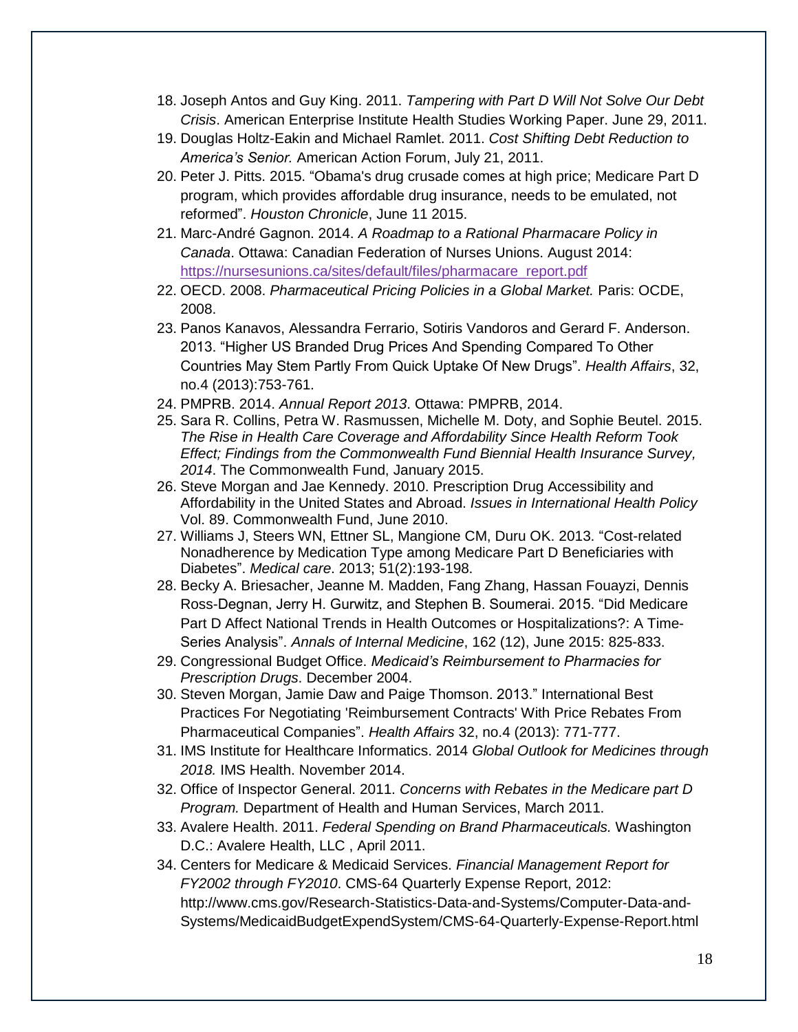18. Joseph Antos and Guy King. 2011. *Tampering with Part D Will Not Solve Our Debt Crisis*. American Enterprise Institute Health Studies Working Paper. June 29, 2011.
19. Douglas Holtz-Eakin and Michael Ramlet. 2011. *Cost Shifting Debt Reduction to America's Senior.* American Action Forum, July 21, 2011.
20. Peter J. Pitts. 2015. "Obama's drug crusade comes at high price; Medicare Part D program, which provides affordable drug insurance, needs to be emulated, not reformed". *Houston Chronicle*, June 11 2015.
21. Marc-André Gagnon. 2014. *A Roadmap to a Rational Pharmacare Policy in Canada*. Ottawa: Canadian Federation of Nurses Unions. August 2014: https://nursesunions.ca/sites/default/files/pharmacare_report.pdf
22. OECD. 2008. *Pharmaceutical Pricing Policies in a Global Market.* Paris: OCDE, 2008.
23. Panos Kanavos, Alessandra Ferrario, Sotiris Vandoros and Gerard F. Anderson. 2013. "Higher US Branded Drug Prices And Spending Compared To Other Countries May Stem Partly From Quick Uptake Of New Drugs". *Health Affairs*, 32, no.4 (2013):753-761.
24. PMPRB. 2014. *Annual Report 2013*. Ottawa: PMPRB, 2014.
25. Sara R. Collins, Petra W. Rasmussen, Michelle M. Doty, and Sophie Beutel. 2015. *The Rise in Health Care Coverage and Affordability Since Health Reform Took Effect; Findings from the Commonwealth Fund Biennial Health Insurance Survey, 2014*. The Commonwealth Fund, January 2015.
26. Steve Morgan and Jae Kennedy. 2010. Prescription Drug Accessibility and Affordability in the United States and Abroad. *Issues in International Health Policy* Vol. 89. Commonwealth Fund, June 2010.
27. Williams J, Steers WN, Ettner SL, Mangione CM, Duru OK. 2013. "Cost-related Nonadherence by Medication Type among Medicare Part D Beneficiaries with Diabetes". *Medical care*. 2013; 51(2):193-198.
28. Becky A. Briesacher, Jeanne M. Madden, Fang Zhang, Hassan Fouayzi, Dennis Ross-Degnan, Jerry H. Gurwitz, and Stephen B. Soumerai. 2015. "Did Medicare Part D Affect National Trends in Health Outcomes or Hospitalizations?: A Time-Series Analysis". *Annals of Internal Medicine*, 162 (12), June 2015: 825-833.
29. Congressional Budget Office. *Medicaid's Reimbursement to Pharmacies for Prescription Drugs*. December 2004.
30. Steven Morgan, Jamie Daw and Paige Thomson. 2013." International Best Practices For Negotiating 'Reimbursement Contracts' With Price Rebates From Pharmaceutical Companies". *Health Affairs* 32, no.4 (2013): 771-777.
31. IMS Institute for Healthcare Informatics. 2014 *Global Outlook for Medicines through 2018.* IMS Health. November 2014.
32. Office of Inspector General. 2011. *Concerns with Rebates in the Medicare part D Program.* Department of Health and Human Services, March 2011.
33. Avalere Health. 2011. *Federal Spending on Brand Pharmaceuticals.* Washington D.C.: Avalere Health, LLC , April 2011.
34. Centers for Medicare & Medicaid Services. *Financial Management Report for FY2002 through FY2010*. CMS-64 Quarterly Expense Report, 2012: http://www.cms.gov/Research-Statistics-Data-and-Systems/Computer-Data-and-Systems/MedicaidBudgetExpendSystem/CMS-64-Quarterly-Expense-Report.html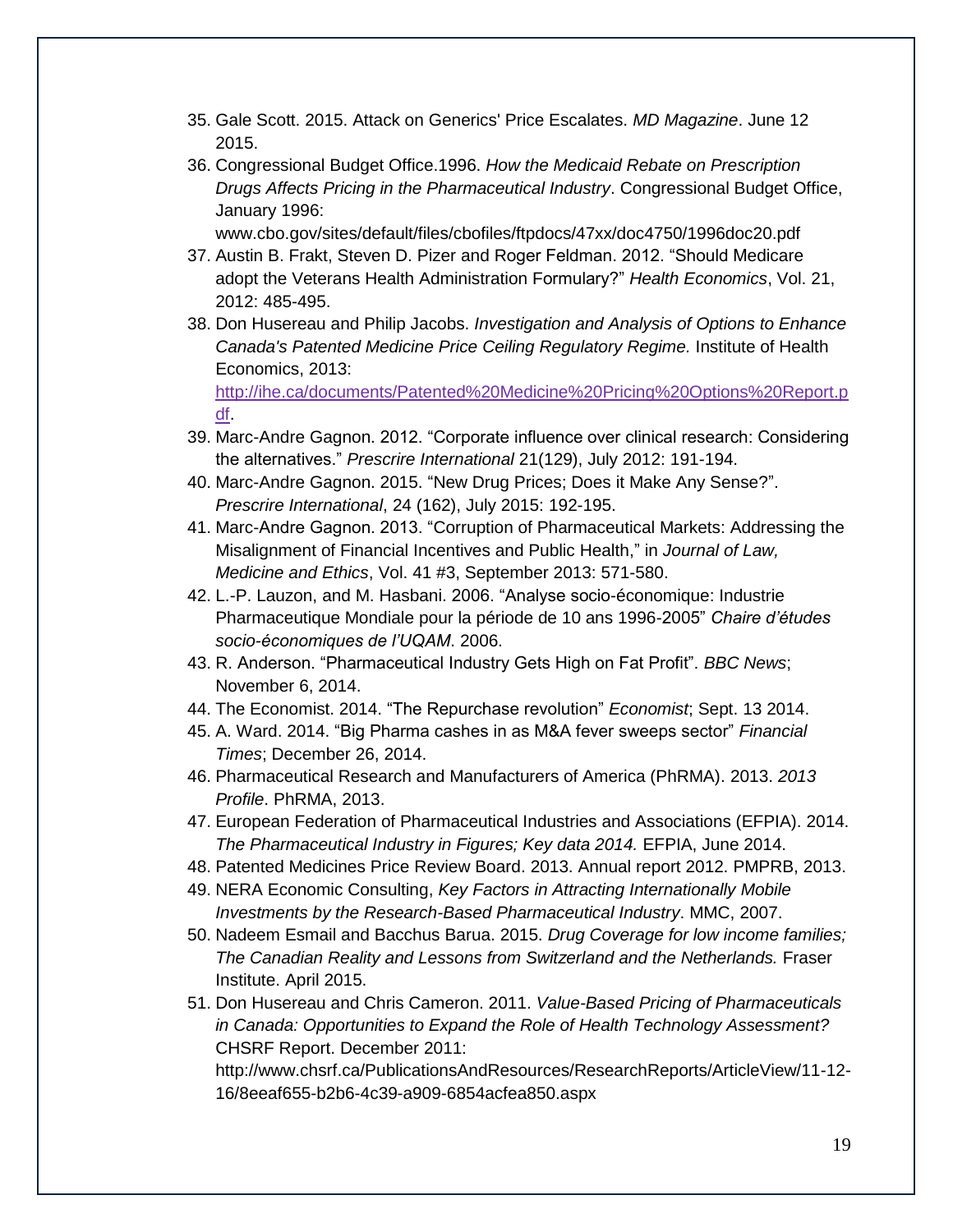35. Gale Scott. 2015. Attack on Generics' Price Escalates. *MD Magazine*. June 12 2015.
36. Congressional Budget Office.1996. *How the Medicaid Rebate on Prescription Drugs Affects Pricing in the Pharmaceutical Industry*. Congressional Budget Office, January 1996: www.cbo.gov/sites/default/files/cbofiles/ftpdocs/47xx/doc4750/1996doc20.pdf
37. Austin B. Frakt, Steven D. Pizer and Roger Feldman. 2012. "Should Medicare adopt the Veterans Health Administration Formulary?" *Health Economics*, Vol. 21, 2012: 485-495.
38. Don Husereau and Philip Jacobs. *Investigation and Analysis of Options to Enhance Canada's Patented Medicine Price Ceiling Regulatory Regime.* Institute of Health Economics, 2013: [http://ihe.ca/documents/Patented%20Medicine%20Pricing%20Options%20Report.pdf](http://ihe.ca/documents/Patented%20Medicine%20Pricing%20Options%20Report.pdf).
39. Marc-Andre Gagnon. 2012. "Corporate influence over clinical research: Considering the alternatives." *Prescrire International* 21(129), July 2012: 191-194.
40. Marc-Andre Gagnon. 2015. "New Drug Prices; Does it Make Any Sense?". *Prescrire International*, 24 (162), July 2015: 192-195.
41. Marc-Andre Gagnon. 2013. "Corruption of Pharmaceutical Markets: Addressing the Misalignment of Financial Incentives and Public Health," in *Journal of Law, Medicine and Ethics*, Vol. 41 #3, September 2013: 571-580.
42. L.-P. Lauzon, and M. Hasbani. 2006. "Analyse socio-économique: Industrie Pharmaceutique Mondiale pour la période de 10 ans 1996-2005" *Chaire d'études socio-économiques de l'UQAM*. 2006.
43. R. Anderson. "Pharmaceutical Industry Gets High on Fat Profit". *BBC News*; November 6, 2014.
44. The Economist. 2014. "The Repurchase revolution" *Economist*; Sept. 13 2014.
45. A. Ward. 2014. "Big Pharma cashes in as M&A fever sweeps sector" *Financial Times*; December 26, 2014.
46. Pharmaceutical Research and Manufacturers of America (PhRMA). 2013. *2013 Profile*. PhRMA, 2013.
47. European Federation of Pharmaceutical Industries and Associations (EFPIA). 2014. *The Pharmaceutical Industry in Figures; Key data 2014.* EFPIA, June 2014.
48. Patented Medicines Price Review Board. 2013. Annual report 2012. PMPRB, 2013.
49. NERA Economic Consulting, *Key Factors in Attracting Internationally Mobile Investments by the Research-Based Pharmaceutical Industry*. MMC, 2007.
50. Nadeem Esmail and Bacchus Barua. 2015. *Drug Coverage for low income families; The Canadian Reality and Lessons from Switzerland and the Netherlands.* Fraser Institute. April 2015.
51. Don Husereau and Chris Cameron. 2011. *Value-Based Pricing of Pharmaceuticals in Canada: Opportunities to Expand the Role of Health Technology Assessment?* CHSRF Report. December 2011: http://www.chsrf.ca/PublicationsAndResources/ResearchReports/ArticleView/11-12-16/8eeaf655-b2b6-4c39-a909-6854acfea850.aspx